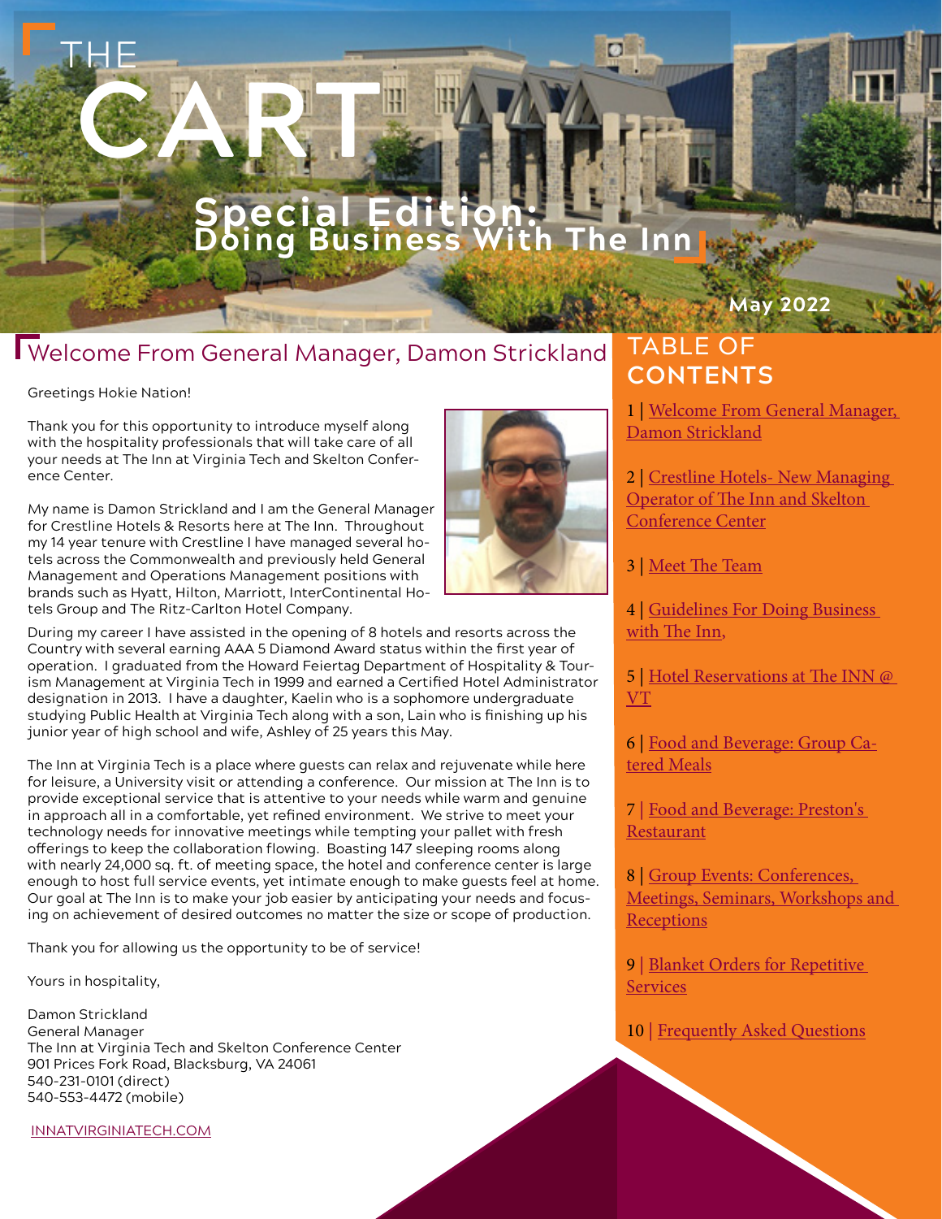# THE CART

## Special Edition: Doing Business With The Inn

May 2022

## Welcome From General Manager, Damon Strickland

Greetings Hokie Nation!

Thank you for this opportunity to introduce myself along with the hospitality professionals that will take care of all your needs at The Inn at Virginia Tech and Skelton Conference Center.

My name is Damon Strickland and I am the General Manager for Crestline Hotels & Resorts here at The Inn. Throughout my 14 year tenure with Crestline I have managed several hotels across the Commonwealth and previously held General Management and Operations Management positions with brands such as Hyatt, Hilton, Marriott, InterContinental Hotels Group and The Ritz-Carlton Hotel Company.

During my career I have assisted in the opening of 8 hotels and resorts across the Country with several earning AAA 5 Diamond Award status within the first year of operation. I graduated from the Howard Feiertag Department of Hospitality & Tourism Management at Virginia Tech in 1999 and earned a Certified Hotel Administrator designation in 2013. I have a daughter, Kaelin who is a sophomore undergraduate studying Public Health at Virginia Tech along with a son, Lain who is finishing up his junior year of high school and wife, Ashley of 25 years this May.

The Inn at Virginia Tech is a place where guests can relax and rejuvenate while here for leisure, a University visit or attending a conference. Our mission at The Inn is to provide exceptional service that is attentive to your needs while warm and genuine in approach all in a comfortable, yet refined environment. We strive to meet your technology needs for innovative meetings while tempting your pallet with fresh offerings to keep the collaboration flowing. Boasting 147 sleeping rooms along with nearly 24,000 sq. ft. of meeting space, the hotel and conference center is large enough to host full service events, yet intimate enough to make guests feel at home. Our goal at The Inn is to make your job easier by anticipating your needs and focusing on achievement of desired outcomes no matter the size or scope of production.

Thank you for allowing us the opportunity to be of service!

Yours in hospitality,

Damon Strickland
General Manager
The Inn at Virginia Tech and Skelton Conference Center
901 Prices Fork Road, Blacksburg, VA 24061
540-231-0101 (direct)
540-553-4472 (mobile)

INNATVIRGINIATECH.COM

## TABLE OF CONTENTS

1 | Welcome From General Manager, Damon Strickland

2 | Crestline Hotels- New Managing Operator of The Inn and Skelton Conference Center

3 | Meet The Team

4 | Guidelines For Doing Business with The Inn,

5 | Hotel Reservations at The INN @ VT

6 | Food and Beverage: Group Catered Meals

7 | Food and Beverage: Preston's Restaurant

8 | Group Events: Conferences, Meetings, Seminars, Workshops and Receptions

9 | Blanket Orders for Repetitive Services

10 | Frequently Asked Questions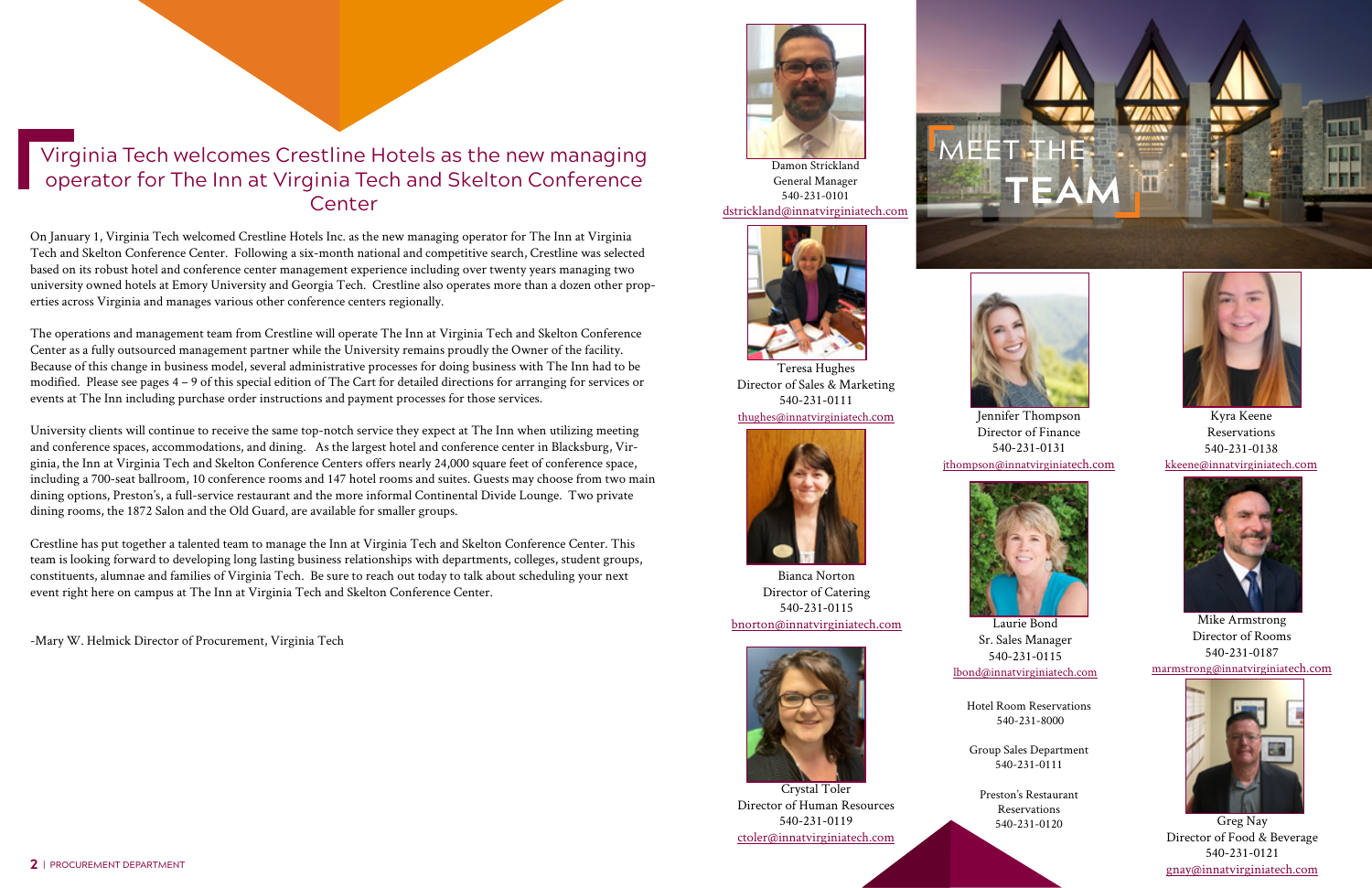# Virginia Tech welcomes Crestline Hotels as the new managing operator for The Inn at Virginia Tech and Skelton Conference Center

On January 1, Virginia Tech welcomed Crestline Hotels Inc. as the new managing operator for The Inn at Virginia Tech and Skelton Conference Center. Following a six-month national and competitive search, Crestline was selected based on its robust hotel and conference center management experience including over twenty years managing two university owned hotels at Emory University and Georgia Tech. Crestline also operates more than a dozen other properties across Virginia and manages various other conference centers regionally.

The operations and management team from Crestline will operate The Inn at Virginia Tech and Skelton Conference Center as a fully outsourced management partner while the University remains proudly the Owner of the facility. Because of this change in business model, several administrative processes for doing business with The Inn had to be modified. Please see pages 4 – 9 of this special edition of The Cart for detailed directions for arranging for services or events at The Inn including purchase order instructions and payment processes for those services.

University clients will continue to receive the same top-notch service they expect at The Inn when utilizing meeting and conference spaces, accommodations, and dining. As the largest hotel and conference center in Blacksburg, Virginia, the Inn at Virginia Tech and Skelton Conference Centers offers nearly 24,000 square feet of conference space, including a 700-seat ballroom, 10 conference rooms and 147 hotel rooms and suites. Guests may choose from two main dining options, Preston's, a full-service restaurant and the more informal Continental Divide Lounge. Two private dining rooms, the 1872 Salon and the Old Guard, are available for smaller groups.

Crestline has put together a talented team to manage the Inn at Virginia Tech and Skelton Conference Center. This team is looking forward to developing long lasting business relationships with departments, colleges, student groups, constituents, alumnae and families of Virginia Tech. Be sure to reach out today to talk about scheduling your next event right here on campus at The Inn at Virginia Tech and Skelton Conference Center.

-Mary W. Helmick Director of Procurement, Virginia Tech

## MEET THE TEAM

Damon Strickland
General Manager
540-231-0101
dstrickland@innatvirginiatech.com

Teresa Hughes
Director of Sales & Marketing
540-231-0111
thughes@innatvirginiatech.com

Bianca Norton
Director of Catering
540-231-0115
bnorton@innatvirginiatech.com

Crystal Toler
Director of Human Resources
540-231-0119
ctoler@innatvirginiatech.com

Jennifer Thompson
Director of Finance
540-231-0131
jthompson@innatvirginiatech.com

Laurie Bond
Sr. Sales Manager
540-231-0115
lbond@innatvirginiatech.com

Hotel Room Reservations
540-231-8000

Group Sales Department
540-231-0111

Preston's Restaurant Reservations
540-231-0120

Kyra Keene
Reservations
540-231-0138
kkeene@innatvirginiatech.com

Mike Armstrong
Director of Rooms
540-231-0187
marmstrong@innatvirginiatech.com

Greg Nay
Director of Food & Beverage
540-231-0121
gnay@innatvirginiatech.com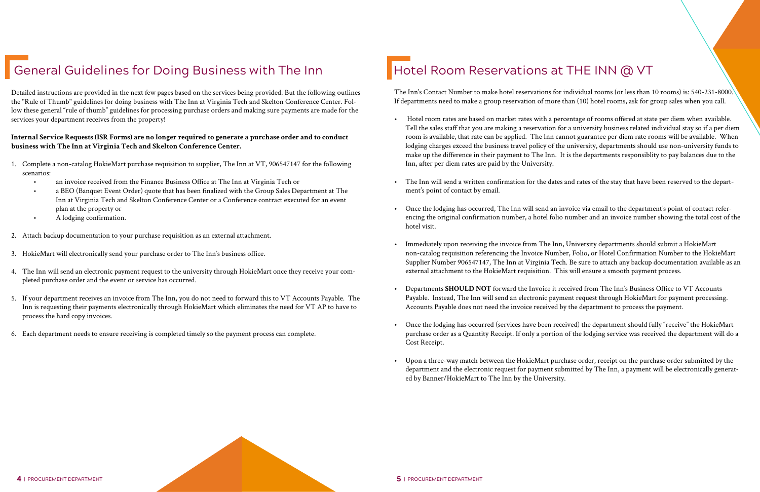# General Guidelines for Doing Business with The Inn

Detailed instructions are provided in the next few pages based on the services being provided. But the following outlines the "Rule of Thumb" guidelines for doing business with The Inn at Virginia Tech and Skelton Conference Center. Follow these general "rule of thumb" guidelines for processing purchase orders and making sure payments are made for the services your department receives from the property!

**Internal Service Requests (ISR Forms) are no longer required to generate a purchase order and to conduct business with The Inn at Virginia Tech and Skelton Conference Center.**

1. Complete a non-catalog HokieMart purchase requisition to supplier, The Inn at VT, 906547147 for the following scenarios:
   - an invoice received from the Finance Business Office at The Inn at Virginia Tech or
   - a BEO (Banquet Event Order) quote that has been finalized with the Group Sales Department at The Inn at Virginia Tech and Skelton Conference Center or a Conference contract executed for an event plan at the property or
   - A lodging confirmation.
2. Attach backup documentation to your purchase requisition as an external attachment.
3. HokieMart will electronically send your purchase order to The Inn's business office.
4. The Inn will send an electronic payment request to the university through HokieMart once they receive your completed purchase order and the event or service has occurred.
5. If your department receives an invoice from The Inn, you do not need to forward this to VT Accounts Payable. The Inn is requesting their payments electronically through HokieMart which eliminates the need for VT AP to have to process the hard copy invoices.
6. Each department needs to ensure receiving is completed timely so the payment process can complete.

# Hotel Room Reservations at THE INN @ VT

The Inn's Contact Number to make hotel reservations for individual rooms (or less than 10 rooms) is: 540-231-8000. If departments need to make a group reservation of more than (10) hotel rooms, ask for group sales when you call.

- Hotel room rates are based on market rates with a percentage of rooms offered at state per diem when available. Tell the sales staff that you are making a reservation for a university business related individual stay so if a per diem room is available, that rate can be applied. The Inn cannot guarantee per diem rate rooms will be available. When lodging charges exceed the business travel policy of the university, departments should use non-university funds to make up the difference in their payment to The Inn. It is the departments responsiblity to pay balances due to the Inn, after per diem rates are paid by the University.

- The Inn will send a written confirmation for the dates and rates of the stay that have been reserved to the department's point of contact by email.

- Once the lodging has occurred, The Inn will send an invoice via email to the department's point of contact referencing the original confirmation number, a hotel folio number and an invoice number showing the total cost of the hotel visit.

- Immediately upon receiving the invoice from The Inn, University departments should submit a HokieMart non-catalog requisition referencing the Invoice Number, Folio, or Hotel Confirmation Number to the HokieMart Supplier Number 906547147, The Inn at Virginia Tech. Be sure to attach any backup documentation available as an external attachment to the HokieMart requisition. This will ensure a smooth payment process.

- Departments **SHOULD NOT** forward the Invoice it received from The Inn's Business Office to VT Accounts Payable. Instead, The Inn will send an electronic payment request through HokieMart for payment processing. Accounts Payable does not need the invoice received by the department to process the payment.

- Once the lodging has occurred (services have been received) the department should fully "receive" the HokieMart purchase order as a Quantity Receipt. If only a portion of the lodging service was received the department will do a Cost Receipt.

- Upon a three-way match between the HokieMart purchase order, receipt on the purchase order submitted by the department and the electronic request for payment submitted by The Inn, a payment will be electronically generated by Banner/HokieMart to The Inn by the University.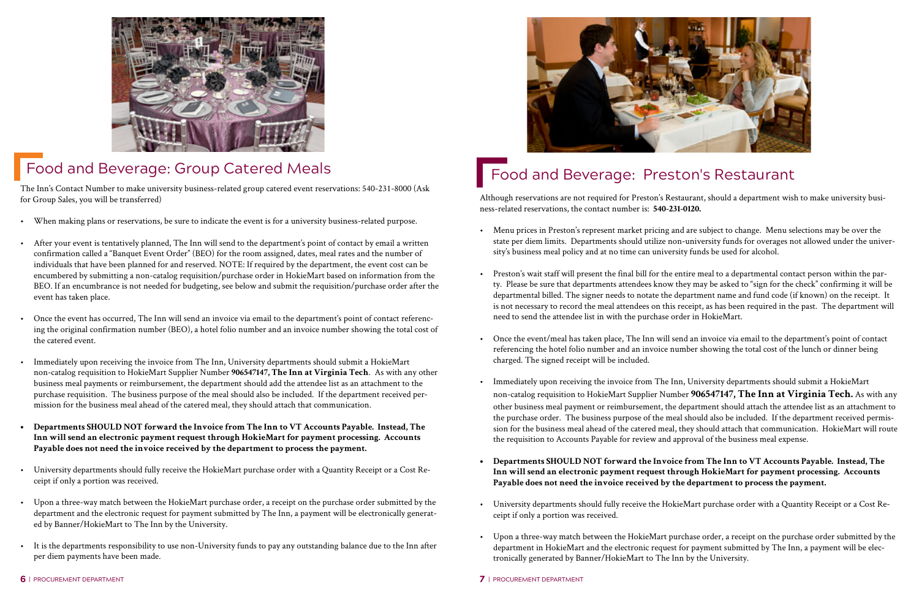# Food and Beverage: Group Catered Meals

The Inn's Contact Number to make university business-related group catered event reservations: 540-231-8000 (Ask for Group Sales, you will be transferred)

- When making plans or reservations, be sure to indicate the event is for a university business-related purpose.
- After your event is tentatively planned, The Inn will send to the department's point of contact by email a written confirmation called a "Banquet Event Order" (BEO) for the room assigned, dates, meal rates and the number of individuals that have been planned for and reserved. NOTE: If required by the department, the event cost can be encumbered by submitting a non-catalog requisition/purchase order in HokieMart based on information from the BEO. If an encumbrance is not needed for budgeting, see below and submit the requisition/purchase order after the event has taken place.
- Once the event has occurred, The Inn will send an invoice via email to the department's point of contact referencing the original confirmation number (BEO), a hotel folio number and an invoice number showing the total cost of the catered event.
- Immediately upon receiving the invoice from The Inn, University departments should submit a HokieMart non-catalog requisition to HokieMart Supplier Number **906547147, The Inn at Virginia Tech**. As with any other business meal payments or reimbursement, the department should add the attendee list as an attachment to the purchase requisition. The business purpose of the meal should also be included. If the department received permission for the business meal ahead of the catered meal, they should attach that communication.
- **Departments SHOULD NOT forward the Invoice from The Inn to VT Accounts Payable. Instead, The Inn will send an electronic payment request through HokieMart for payment processing. Accounts Payable does not need the invoice received by the department to process the payment.**
- University departments should fully receive the HokieMart purchase order with a Quantity Receipt or a Cost Receipt if only a portion was received.
- Upon a three-way match between the HokieMart purchase order, a receipt on the purchase order submitted by the department and the electronic request for payment submitted by The Inn, a payment will be electronically generated by Banner/HokieMart to The Inn by the University.
- It is the departments responsibility to use non-University funds to pay any outstanding balance due to the Inn after per diem payments have been made.

# Food and Beverage: Preston's Restaurant

Although reservations are not required for Preston's Restaurant, should a department wish to make university business-related reservations, the contact number is: **540-231-0120.**

- Menu prices in Preston's represent market pricing and are subject to change. Menu selections may be over the state per diem limits. Departments should utilize non-university funds for overages not allowed under the university's business meal policy and at no time can university funds be used for alcohol.
- Preston's wait staff will present the final bill for the entire meal to a departmental contact person within the party. Please be sure that departments attendees know they may be asked to "sign for the check" confirming it will be departmental billed. The signer needs to notate the department name and fund code (if known) on the receipt. It is not necessary to record the meal attendees on this receipt, as has been required in the past. The department will need to send the attendee list in with the purchase order in HokieMart.
- Once the event/meal has taken place, The Inn will send an invoice via email to the department's point of contact referencing the hotel folio number and an invoice number showing the total cost of the lunch or dinner being charged. The signed receipt will be included.
- Immediately upon receiving the invoice from The Inn, University departments should submit a HokieMart non-catalog requisition to HokieMart Supplier Number **906547147, The Inn at Virginia Tech.** As with any other business meal payment or reimbursement, the department should attach the attendee list as an attachment to the purchase order. The business purpose of the meal should also be included. If the department received permission for the business meal ahead of the catered meal, they should attach that communication. HokieMart will route the requisition to Accounts Payable for review and approval of the business meal expense.
- **Departments SHOULD NOT forward the Invoice from The Inn to VT Accounts Payable. Instead, The Inn will send an electronic payment request through HokieMart for payment processing. Accounts Payable does not need the invoice received by the department to process the payment.**
- University departments should fully receive the HokieMart purchase order with a Quantity Receipt or a Cost Receipt if only a portion was received.
- Upon a three-way match between the HokieMart purchase order, a receipt on the purchase order submitted by the department in HokieMart and the electronic request for payment submitted by The Inn, a payment will be electronically generated by Banner/HokieMart to The Inn by the University.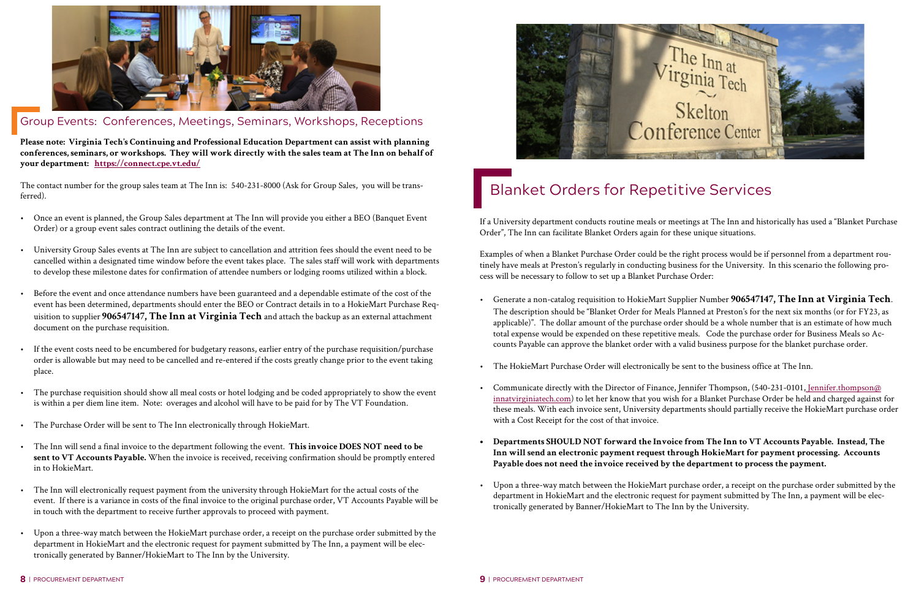## Group Events: Conferences, Meetings, Seminars, Workshops, Receptions

**Please note: Virginia Tech's Continuing and Professional Education Department can assist with planning conferences, seminars, or workshops. They will work directly with the sales team at The Inn on behalf of your department: https://connect.cpe.vt.edu/**

The contact number for the group sales team at The Inn is: 540-231-8000 (Ask for Group Sales, you will be transferred).

- Once an event is planned, the Group Sales department at The Inn will provide you either a BEO (Banquet Event Order) or a group event sales contract outlining the details of the event.
- University Group Sales events at The Inn are subject to cancellation and attrition fees should the event need to be cancelled within a designated time window before the event takes place. The sales staff will work with departments to develop these milestone dates for confirmation of attendee numbers or lodging rooms utilized within a block.
- Before the event and once attendance numbers have been guaranteed and a dependable estimate of the cost of the event has been determined, departments should enter the BEO or Contract details in to a HokieMart Purchase Requisition to supplier **906547147, The Inn at Virginia Tech** and attach the backup as an external attachment document on the purchase requisition.
- If the event costs need to be encumbered for budgetary reasons, earlier entry of the purchase requisition/purchase order is allowable but may need to be cancelled and re-entered if the costs greatly change prior to the event taking place.
- The purchase requisition should show all meal costs or hotel lodging and be coded appropriately to show the event is within a per diem line item. Note: overages and alcohol will have to be paid for by The VT Foundation.
- The Purchase Order will be sent to The Inn electronically through HokieMart.
- The Inn will send a final invoice to the department following the event. **This invoice DOES NOT need to be sent to VT Accounts Payable.** When the invoice is received, receiving confirmation should be promptly entered in to HokieMart.
- The Inn will electronically request payment from the university through HokieMart for the actual costs of the event. If there is a variance in costs of the final invoice to the original purchase order, VT Accounts Payable will be in touch with the department to receive further approvals to proceed with payment.
- Upon a three-way match between the HokieMart purchase order, a receipt on the purchase order submitted by the department in HokieMart and the electronic request for payment submitted by The Inn, a payment will be electronically generated by Banner/HokieMart to The Inn by the University.

## Blanket Orders for Repetitive Services

If a University department conducts routine meals or meetings at The Inn and historically has used a "Blanket Purchase Order", The Inn can facilitate Blanket Orders again for these unique situations.

Examples of when a Blanket Purchase Order could be the right process would be if personnel from a department routinely have meals at Preston's regularly in conducting business for the University. In this scenario the following process will be necessary to follow to set up a Blanket Purchase Order:

- Generate a non-catalog requisition to HokieMart Supplier Number **906547147, The Inn at Virginia Tech**. The description should be "Blanket Order for Meals Planned at Preston's for the next six months (or for FY23, as applicable)". The dollar amount of the purchase order should be a whole number that is an estimate of how much total expense would be expended on these repetitive meals. Code the purchase order for Business Meals so Accounts Payable can approve the blanket order with a valid business purpose for the blanket purchase order.
- The HokieMart Purchase Order will electronically be sent to the business office at The Inn.
- Communicate directly with the Director of Finance, Jennifer Thompson, (540-231-0101, Jennifer.thompson@innatvirginiatech.com) to let her know that you wish for a Blanket Purchase Order be held and charged against for these meals. With each invoice sent, University departments should partially receive the HokieMart purchase order with a Cost Receipt for the cost of that invoice.
- **Departments SHOULD NOT forward the Invoice from The Inn to VT Accounts Payable. Instead, The Inn will send an electronic payment request through HokieMart for payment processing. Accounts Payable does not need the invoice received by the department to process the payment.**
- Upon a three-way match between the HokieMart purchase order, a receipt on the purchase order submitted by the department in HokieMart and the electronic request for payment submitted by The Inn, a payment will be electronically generated by Banner/HokieMart to The Inn by the University.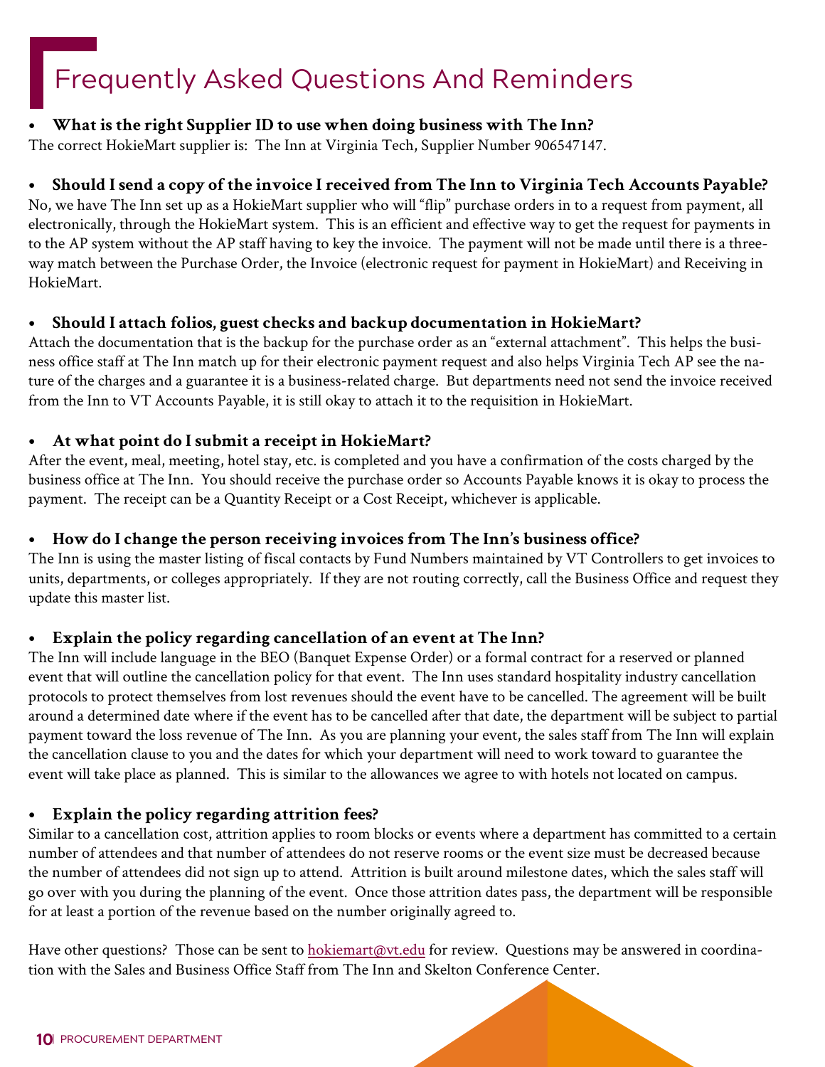# Frequently Asked Questions And Reminders

- **What is the right Supplier ID to use when doing business with The Inn?**

The correct HokieMart supplier is: The Inn at Virginia Tech, Supplier Number 906547147.

- **Should I send a copy of the invoice I received from The Inn to Virginia Tech Accounts Payable?**

No, we have The Inn set up as a HokieMart supplier who will "flip" purchase orders in to a request from payment, all electronically, through the HokieMart system. This is an efficient and effective way to get the request for payments in to the AP system without the AP staff having to key the invoice. The payment will not be made until there is a three-way match between the Purchase Order, the Invoice (electronic request for payment in HokieMart) and Receiving in HokieMart.

- **Should I attach folios, guest checks and backup documentation in HokieMart?**

Attach the documentation that is the backup for the purchase order as an "external attachment". This helps the business office staff at The Inn match up for their electronic payment request and also helps Virginia Tech AP see the nature of the charges and a guarantee it is a business-related charge. But departments need not send the invoice received from the Inn to VT Accounts Payable, it is still okay to attach it to the requisition in HokieMart.

- **At what point do I submit a receipt in HokieMart?**

After the event, meal, meeting, hotel stay, etc. is completed and you have a confirmation of the costs charged by the business office at The Inn. You should receive the purchase order so Accounts Payable knows it is okay to process the payment. The receipt can be a Quantity Receipt or a Cost Receipt, whichever is applicable.

- **How do I change the person receiving invoices from The Inn's business office?**

The Inn is using the master listing of fiscal contacts by Fund Numbers maintained by VT Controllers to get invoices to units, departments, or colleges appropriately. If they are not routing correctly, call the Business Office and request they update this master list.

- **Explain the policy regarding cancellation of an event at The Inn?**

The Inn will include language in the BEO (Banquet Expense Order) or a formal contract for a reserved or planned event that will outline the cancellation policy for that event. The Inn uses standard hospitality industry cancellation protocols to protect themselves from lost revenues should the event have to be cancelled. The agreement will be built around a determined date where if the event has to be cancelled after that date, the department will be subject to partial payment toward the loss revenue of The Inn. As you are planning your event, the sales staff from The Inn will explain the cancellation clause to you and the dates for which your department will need to work toward to guarantee the event will take place as planned. This is similar to the allowances we agree to with hotels not located on campus.

- **Explain the policy regarding attrition fees?**

Similar to a cancellation cost, attrition applies to room blocks or events where a department has committed to a certain number of attendees and that number of attendees do not reserve rooms or the event size must be decreased because the number of attendees did not sign up to attend. Attrition is built around milestone dates, which the sales staff will go over with you during the planning of the event. Once those attrition dates pass, the department will be responsible for at least a portion of the revenue based on the number originally agreed to.

Have other questions? Those can be sent to hokiemart@vt.edu for review. Questions may be answered in coordination with the Sales and Business Office Staff from The Inn and Skelton Conference Center.